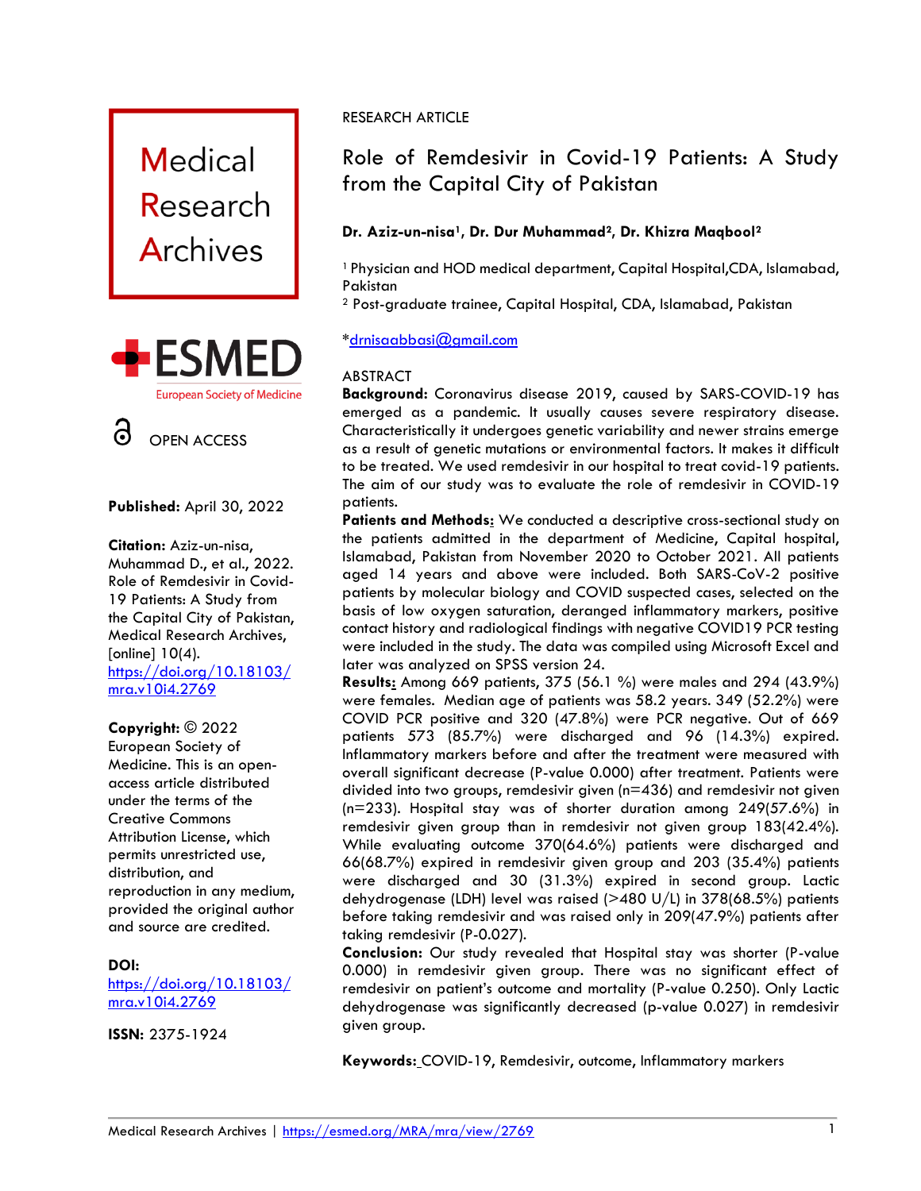Medical Research Archives

ESMED
European Society of Medicine

OPEN ACCESS

**Published:** April 30, 2022

**Citation:** Aziz-un-nisa, Muhammad D., et al., 2022. Role of Remdesivir in Covid-19 Patients: A Study from the Capital City of Pakistan, Medical Research Archives, [online] 10(4). https://doi.org/10.18103/mra.v10i4.2769

**Copyright:** © 2022 European Society of Medicine. This is an open-access article distributed under the terms of the Creative Commons Attribution License, which permits unrestricted use, distribution, and reproduction in any medium, provided the original author and source are credited.

**DOI:** https://doi.org/10.18103/mra.v10i4.2769

**ISSN:** 2375-1924

RESEARCH ARTICLE

# Role of Remdesivir in Covid-19 Patients: A Study from the Capital City of Pakistan

**Dr. Aziz-un-nisa[1], Dr. Dur Muhammad[2], Dr. Khizra Maqbool[2]**

[1] Physician and HOD medical department, Capital Hospital,CDA, Islamabad, Pakistan
[2] Post-graduate trainee, Capital Hospital, CDA, Islamabad, Pakistan

*drnisaabbasi@gmail.com

## ABSTRACT

**Background:** Coronavirus disease 2019, caused by SARS-COVID-19 has emerged as a pandemic. It usually causes severe respiratory disease. Characteristically it undergoes genetic variability and newer strains emerge as a result of genetic mutations or environmental factors. It makes it difficult to be treated. We used remdesivir in our hospital to treat covid-19 patients. The aim of our study was to evaluate the role of remdesivir in COVID-19 patients.

**Patients and Methods:** We conducted a descriptive cross-sectional study on the patients admitted in the department of Medicine, Capital hospital, Islamabad, Pakistan from November 2020 to October 2021. All patients aged 14 years and above were included. Both SARS-CoV-2 positive patients by molecular biology and COVID suspected cases, selected on the basis of low oxygen saturation, deranged inflammatory markers, positive contact history and radiological findings with negative COVID19 PCR testing were included in the study. The data was compiled using Microsoft Excel and later was analyzed on SPSS version 24.

**Results:** Among 669 patients, 375 (56.1 %) were males and 294 (43.9%) were females. Median age of patients was 58.2 years. 349 (52.2%) were COVID PCR positive and 320 (47.8%) were PCR negative. Out of 669 patients 573 (85.7%) were discharged and 96 (14.3%) expired. Inflammatory markers before and after the treatment were measured with overall significant decrease (P-value 0.000) after treatment. Patients were divided into two groups, remdesivir given (n=436) and remdesivir not given (n=233). Hospital stay was of shorter duration among 249(57.6%) in remdesivir given group than in remdesivir not given group 183(42.4%). While evaluating outcome 370(64.6%) patients were discharged and 66(68.7%) expired in remdesivir given group and 203 (35.4%) patients were discharged and 30 (31.3%) expired in second group. Lactic dehydrogenase (LDH) level was raised (>480 U/L) in 378(68.5%) patients before taking remdesivir and was raised only in 209(47.9%) patients after taking remdesivir (P-0.027).

**Conclusion:** Our study revealed that Hospital stay was shorter (P-value 0.000) in remdesivir given group. There was no significant effect of remdesivir on patient's outcome and mortality (P-value 0.250). Only Lactic dehydrogenase was significantly decreased (p-value 0.027) in remdesivir given group.

**Keywords:** COVID-19, Remdesivir, outcome, Inflammatory markers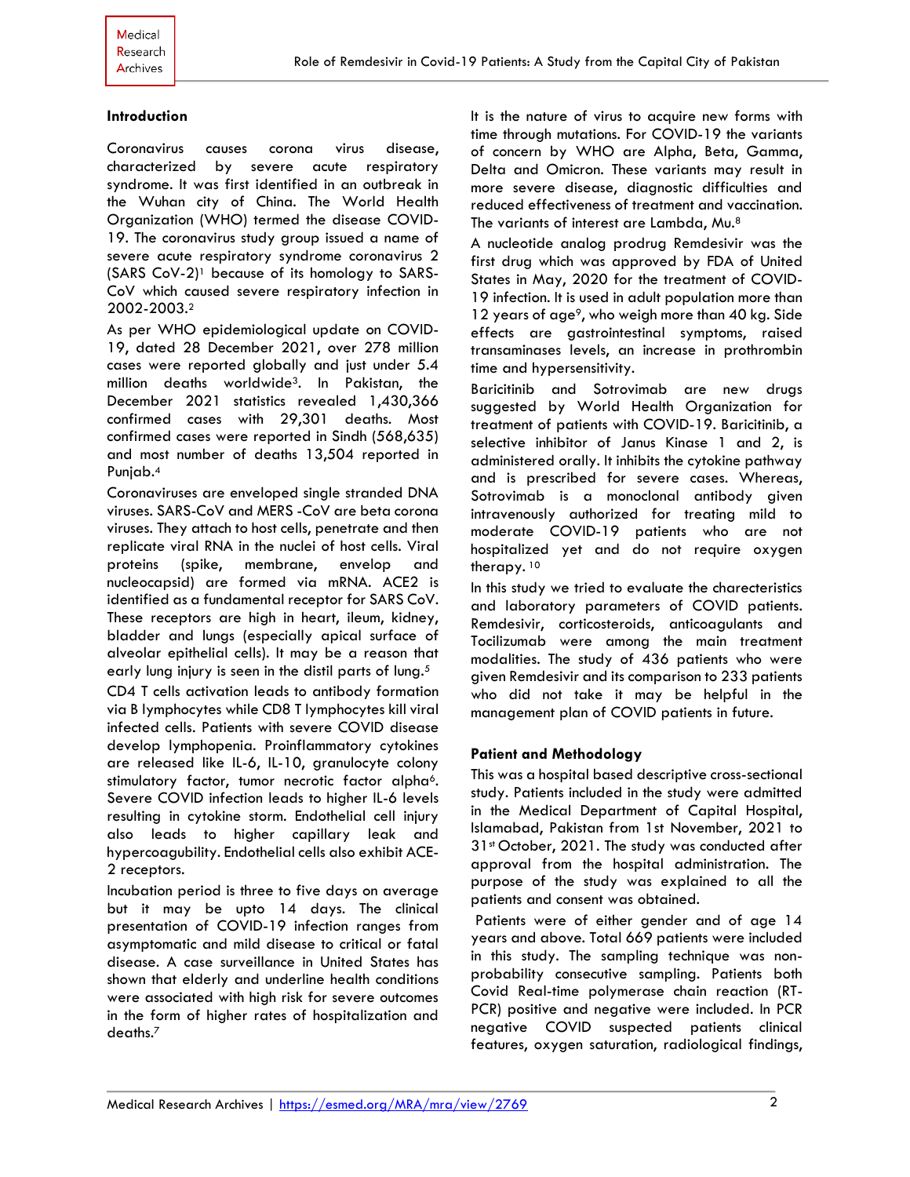## Introduction

Coronavirus causes corona virus disease, characterized by severe acute respiratory syndrome. It was first identified in an outbreak in the Wuhan city of China. The World Health Organization (WHO) termed the disease COVID-19. The coronavirus study group issued a name of severe acute respiratory syndrome coronavirus 2 (SARS CoV-2)[1] because of its homology to SARS-CoV which caused severe respiratory infection in 2002-2003.[2]

As per WHO epidemiological update on COVID-19, dated 28 December 2021, over 278 million cases were reported globally and just under 5.4 million deaths worldwide[3]. In Pakistan, the December 2021 statistics revealed 1,430,366 confirmed cases with 29,301 deaths. Most confirmed cases were reported in Sindh (568,635) and most number of deaths 13,504 reported in Punjab.[4]

Coronaviruses are enveloped single stranded DNA viruses. SARS-CoV and MERS -CoV are beta corona viruses. They attach to host cells, penetrate and then replicate viral RNA in the nuclei of host cells. Viral proteins (spike, membrane, envelop and nucleocapsid) are formed via mRNA. ACE2 is identified as a fundamental receptor for SARS CoV. These receptors are high in heart, ileum, kidney, bladder and lungs (especially apical surface of alveolar epithelial cells). It may be a reason that early lung injury is seen in the distil parts of lung.[5]

CD4 T cells activation leads to antibody formation via B lymphocytes while CD8 T lymphocytes kill viral infected cells. Patients with severe COVID disease develop lymphopenia. Proinflammatory cytokines are released like IL-6, IL-10, granulocyte colony stimulatory factor, tumor necrotic factor alpha[6]. Severe COVID infection leads to higher IL-6 levels resulting in cytokine storm. Endothelial cell injury also leads to higher capillary leak and hypercoagubility. Endothelial cells also exhibit ACE-2 receptors.

Incubation period is three to five days on average but it may be upto 14 days. The clinical presentation of COVID-19 infection ranges from asymptomatic and mild disease to critical or fatal disease. A case surveillance in United States has shown that elderly and underline health conditions were associated with high risk for severe outcomes in the form of higher rates of hospitalization and deaths.[7]

It is the nature of virus to acquire new forms with time through mutations. For COVID-19 the variants of concern by WHO are Alpha, Beta, Gamma, Delta and Omicron. These variants may result in more severe disease, diagnostic difficulties and reduced effectiveness of treatment and vaccination. The variants of interest are Lambda, Mu.[8]

A nucleotide analog prodrug Remdesivir was the first drug which was approved by FDA of United States in May, 2020 for the treatment of COVID-19 infection. It is used in adult population more than 12 years of age[9], who weigh more than 40 kg. Side effects are gastrointestinal symptoms, raised transaminases levels, an increase in prothrombin time and hypersensitivity.

Baricitinib and Sotrovimab are new drugs suggested by World Health Organization for treatment of patients with COVID-19. Baricitinib, a selective inhibitor of Janus Kinase 1 and 2, is administered orally. It inhibits the cytokine pathway and is prescribed for severe cases. Whereas, Sotrovimab is a monoclonal antibody given intravenously authorized for treating mild to moderate COVID-19 patients who are not hospitalized yet and do not require oxygen therapy.[10]

In this study we tried to evaluate the charecteristics and laboratory parameters of COVID patients. Remdesivir, corticosteroids, anticoagulants and Tocilizumab were among the main treatment modalities. The study of 436 patients who were given Remdesivir and its comparison to 233 patients who did not take it may be helpful in the management plan of COVID patients in future.

## Patient and Methodology

This was a hospital based descriptive cross-sectional study. Patients included in the study were admitted in the Medical Department of Capital Hospital, Islamabad, Pakistan from 1st November, 2021 to 31st October, 2021. The study was conducted after approval from the hospital administration. The purpose of the study was explained to all the patients and consent was obtained.

Patients were of either gender and of age 14 years and above. Total 669 patients were included in this study. The sampling technique was non-probability consecutive sampling. Patients both Covid Real-time polymerase chain reaction (RT-PCR) positive and negative were included. In PCR negative COVID suspected patients clinical features, oxygen saturation, radiological findings,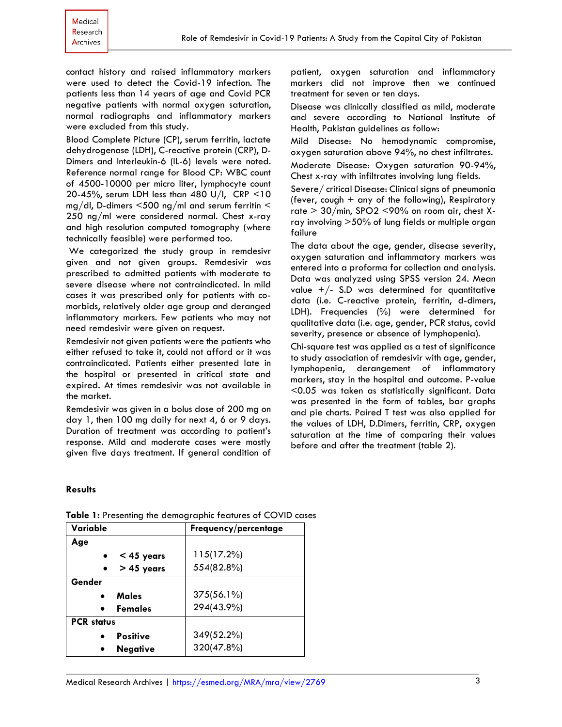contact history and raised inflammatory markers were used to detect the Covid-19 infection. The patients less than 14 years of age and Covid PCR negative patients with normal oxygen saturation, normal radiographs and inflammatory markers were excluded from this study.

Blood Complete Picture (CP), serum ferritin, lactate dehydrogenase (LDH), C-reactive protein (CRP), D-Dimers and Interleukin-6 (IL-6) levels were noted. Reference normal range for Blood CP: WBC count of 4500-10000 per micro liter, lymphocyte count 20-45%, serum LDH less than 480 U/l, CRP <10 mg/dl, D-dimers <500 ng/ml and serum ferritin < 250 ng/ml were considered normal. Chest x-ray and high resolution computed tomography (where technically feasible) were performed too.

We categorized the study group in remdesivr given and not given groups. Remdesivir was prescribed to admitted patients with moderate to severe disease where not contraindicated. In mild cases it was prescribed only for patients with co-morbids, relatively older age group and deranged inflammatory markers. Few patients who may not need remdesivir were given on request.

Remdesivir not given patients were the patients who either refused to take it, could not afford or it was contraindicated. Patients either presented late in the hospital or presented in critical state and expired. At times remdesivir was not available in the market.

Remdesivir was given in a bolus dose of 200 mg on day 1, then 100 mg daily for next 4, 6 or 9 days. Duration of treatment was according to patient's response. Mild and moderate cases were mostly given five days treatment. If general condition of patient, oxygen saturation and inflammatory markers did not improve then we continued treatment for seven or ten days.

Disease was clinically classified as mild, moderate and severe according to National Institute of Health, Pakistan guidelines as follow:

Mild Disease: No hemodynamic compromise, oxygen saturation above 94%, no chest infiltrates.

Moderate Disease: Oxygen saturation 90-94%, Chest x-ray with infiltrates involving lung fields.

Severe/ critical Disease: Clinical signs of pneumonia (fever, cough + any of the following), Respiratory rate > 30/min, SPO2 <90% on room air, chest X-ray involving >50% of lung fields or multiple organ failure

The data about the age, gender, disease severity, oxygen saturation and inflammatory markers was entered into a proforma for collection and analysis. Data was analyzed using SPSS version 24. Mean value +/- S.D was determined for quantitative data (i.e. C-reactive protein, ferritin, d-dimers, LDH). Frequencies (%) were determined for qualitative data (i.e. age, gender, PCR status, covid severity, presence or absence of lymphopenia).

Chi-square test was applied as a test of significance to study association of remdesivir with age, gender, lymphopenia, derangement of inflammatory markers, stay in the hospital and outcome. P-value <0.05 was taken as statistically significant. Data was presented in the form of tables, bar graphs and pie charts. Paired T test was also applied for the values of LDH, D.Dimers, ferritin, CRP, oxygen saturation at the time of comparing their values before and after the treatment (table 2).

## Results

**Table 1:** Presenting the demographic features of COVID cases

| Variable | Frequency/percentage |
|---|---|
| **Age** | |
| • **< 45 years** | 115(17.2%) |
| • **> 45 years** | 554(82.8%) |
| **Gender** | |
| • **Males** | 375(56.1%) |
| • **Females** | 294(43.9%) |
| **PCR status** | |
| • **Positive** | 349(52.2%) |
| • **Negative** | 320(47.8%) |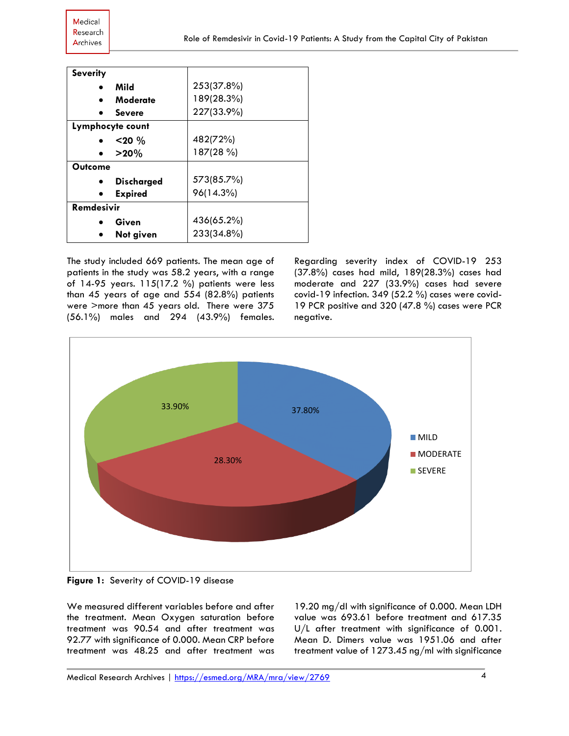| Characteristic | n (%) |
|---|---|
| **Severity** | |
| • **Mild** | 253(37.8%) |
| • **Moderate** | 189(28.3%) |
| • **Severe** | 227(33.9%) |
| **Lymphocyte count** | |
| • **<20 %** | 482(72%) |
| • **>20%** | 187(28 %) |
| **Outcome** | |
| • **Discharged** | 573(85.7%) |
| • **Expired** | 96(14.3%) |
| **Remdesivir** | |
| • **Given** | 436(65.2%) |
| • **Not given** | 233(34.8%) |

The study included 669 patients. The mean age of patients in the study was 58.2 years, with a range of 14-95 years. 115(17.2 %) patients were less than 45 years of age and 554 (82.8%) patients were >more than 45 years old. There were 375 (56.1%) males and 294 (43.9%) females.

Regarding severity index of COVID-19 253 (37.8%) cases had mild, 189(28.3%) cases had moderate and 227 (33.9%) cases had severe covid-19 infection. 349 (52.2 %) cases were covid-19 PCR positive and 320 (47.8 %) cases were PCR negative.

| Severity | Percentage |
|---|---|
| MILD | 37.80% |
| MODERATE | 28.30% |
| SEVERE | 33.90% |

**Figure 1:** Severity of COVID-19 disease

We measured different variables before and after the treatment. Mean Oxygen saturation before treatment was 90.54 and after treatment was 92.77 with significance of 0.000. Mean CRP before treatment was 48.25 and after treatment was 19.20 mg/dl with significance of 0.000. Mean LDH value was 693.61 before treatment and 617.35 U/L after treatment with significance of 0.001. Mean D. Dimers value was 1951.06 and after treatment value of 1273.45 ng/ml with significance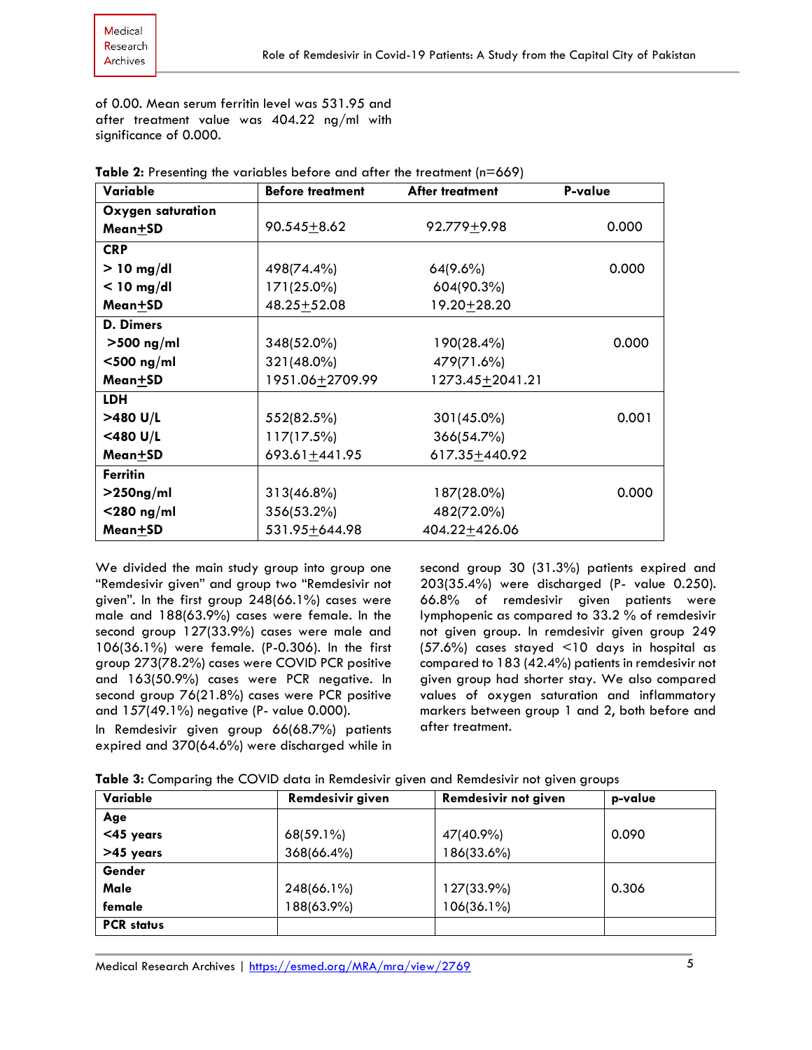of 0.00. Mean serum ferritin level was 531.95 and after treatment value was 404.22 ng/ml with significance of 0.000.

**Table 2:** Presenting the variables before and after the treatment (n=669)

| Variable | Before treatment | After treatment | P-value |
|---|---|---|---|
| **Oxygen saturation** | | | |
| **Mean±SD** | 90.545±8.62 | 92.779±9.98 | 0.000 |
| **CRP** | | | |
| **> 10 mg/dl** | 498(74.4%) | 64(9.6%) | 0.000 |
| **< 10 mg/dl** | 171(25.0%) | 604(90.3%) | |
| **Mean±SD** | 48.25±52.08 | 19.20±28.20 | |
| **D. Dimers** | | | |
| **>500 ng/ml** | 348(52.0%) | 190(28.4%) | 0.000 |
| **<500 ng/ml** | 321(48.0%) | 479(71.6%) | |
| **Mean±SD** | 1951.06±2709.99 | 1273.45±2041.21 | |
| **LDH** | | | |
| **>480 U/L** | 552(82.5%) | 301(45.0%) | 0.001 |
| **<480 U/L** | 117(17.5%) | 366(54.7%) | |
| **Mean±SD** | 693.61±441.95 | 617.35±440.92 | |
| **Ferritin** | | | |
| **>250ng/ml** | 313(46.8%) | 187(28.0%) | 0.000 |
| **<280 ng/ml** | 356(53.2%) | 482(72.0%) | |
| **Mean±SD** | 531.95±644.98 | 404.22±426.06 | |

We divided the main study group into group one "Remdesivir given" and group two "Remdesivir not given". In the first group 248(66.1%) cases were male and 188(63.9%) cases were female. In the second group 127(33.9%) cases were male and 106(36.1%) were female. (P-0.306). In the first group 273(78.2%) cases were COVID PCR positive and 163(50.9%) cases were PCR negative. In second group 76(21.8%) cases were PCR positive and 157(49.1%) negative (P- value 0.000).

In Remdesivir given group 66(68.7%) patients expired and 370(64.6%) were discharged while in second group 30 (31.3%) patients expired and 203(35.4%) were discharged (P- value 0.250). 66.8% of remdesivir given patients were lymphopenic as compared to 33.2 % of remdesivir not given group. In remdesivir given group 249 (57.6%) cases stayed <10 days in hospital as compared to 183 (42.4%) patients in remdesivir not given group had shorter stay. We also compared values of oxygen saturation and inflammatory markers between group 1 and 2, both before and after treatment.

**Table 3:** Comparing the COVID data in Remdesivir given and Remdesivir not given groups

| Variable | Remdesivir given | Remdesivir not given | p-value |
|---|---|---|---|
| **Age** | | | |
| **<45 years** | 68(59.1%) | 47(40.9%) | 0.090 |
| **>45 years** | 368(66.4%) | 186(33.6%) | |
| **Gender** | | | |
| **Male** | 248(66.1%) | 127(33.9%) | 0.306 |
| **female** | 188(63.9%) | 106(36.1%) | |
| **PCR status** | | | |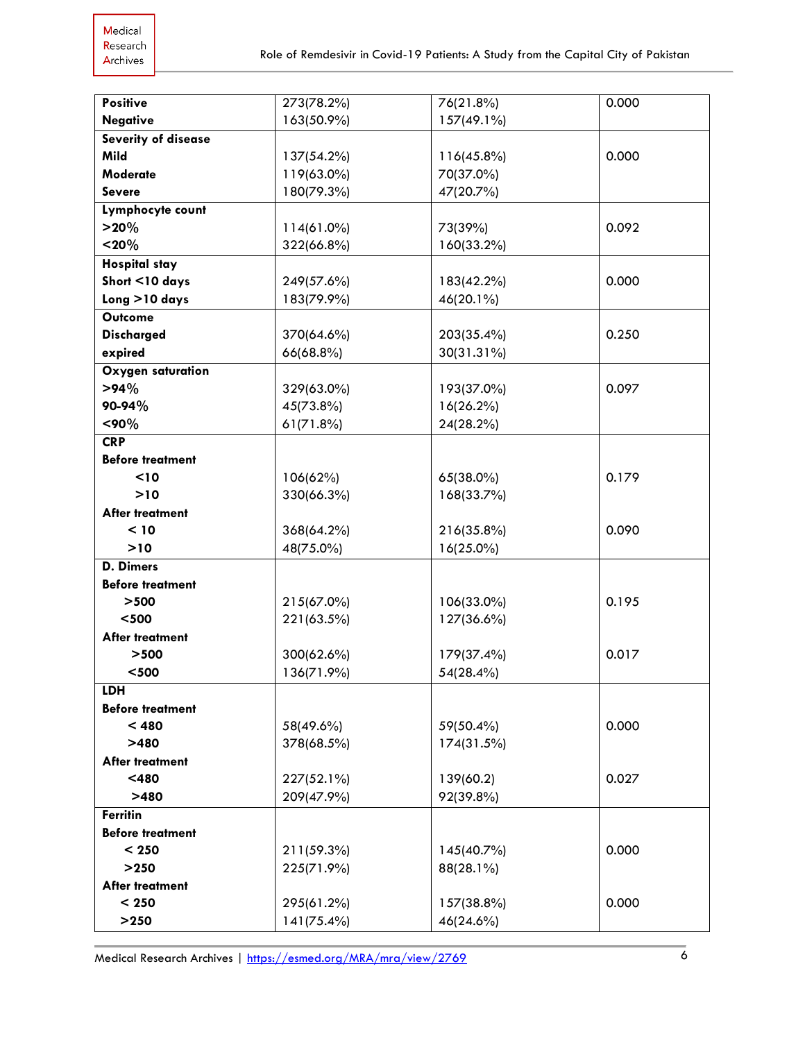| | | | |
|---|---|---|---|
| **Positive** | 273(78.2%) | 76(21.8%) | 0.000 |
| **Negative** | 163(50.9%) | 157(49.1%) | |
| **Severity of disease** | | | |
| **Mild** | 137(54.2%) | 116(45.8%) | 0.000 |
| **Moderate** | 119(63.0%) | 70(37.0%) | |
| **Severe** | 180(79.3%) | 47(20.7%) | |
| **Lymphocyte count** | | | |
| **>20%** | 114(61.0%) | 73(39%) | 0.092 |
| **<20%** | 322(66.8%) | 160(33.2%) | |
| **Hospital stay** | | | |
| **Short <10 days** | 249(57.6%) | 183(42.2%) | 0.000 |
| **Long >10 days** | 183(79.9%) | 46(20.1%) | |
| **Outcome** | | | |
| **Discharged** | 370(64.6%) | 203(35.4%) | 0.250 |
| **expired** | 66(68.8%) | 30(31.31%) | |
| **Oxygen saturation** | | | |
| **>94%** | 329(63.0%) | 193(37.0%) | 0.097 |
| **90-94%** | 45(73.8%) | 16(26.2%) | |
| **<90%** | 61(71.8%) | 24(28.2%) | |
| **CRP** | | | |
| **Before treatment** | | | |
| **<10** | 106(62%) | 65(38.0%) | 0.179 |
| **>10** | 330(66.3%) | 168(33.7%) | |
| **After treatment** | | | |
| **< 10** | 368(64.2%) | 216(35.8%) | 0.090 |
| **>10** | 48(75.0%) | 16(25.0%) | |
| **D. Dimers** | | | |
| **Before treatment** | | | |
| **>500** | 215(67.0%) | 106(33.0%) | 0.195 |
| **<500** | 221(63.5%) | 127(36.6%) | |
| **After treatment** | | | |
| **>500** | 300(62.6%) | 179(37.4%) | 0.017 |
| **<500** | 136(71.9%) | 54(28.4%) | |
| **LDH** | | | |
| **Before treatment** | | | |
| **< 480** | 58(49.6%) | 59(50.4%) | 0.000 |
| **>480** | 378(68.5%) | 174(31.5%) | |
| **After treatment** | | | |
| **<480** | 227(52.1%) | 139(60.2) | 0.027 |
| **>480** | 209(47.9%) | 92(39.8%) | |
| **Ferritin** | | | |
| **Before treatment** | | | |
| **< 250** | 211(59.3%) | 145(40.7%) | 0.000 |
| **>250** | 225(71.9%) | 88(28.1%) | |
| **After treatment** | | | |
| **< 250** | 295(61.2%) | 157(38.8%) | 0.000 |
| **>250** | 141(75.4%) | 46(24.6%) | |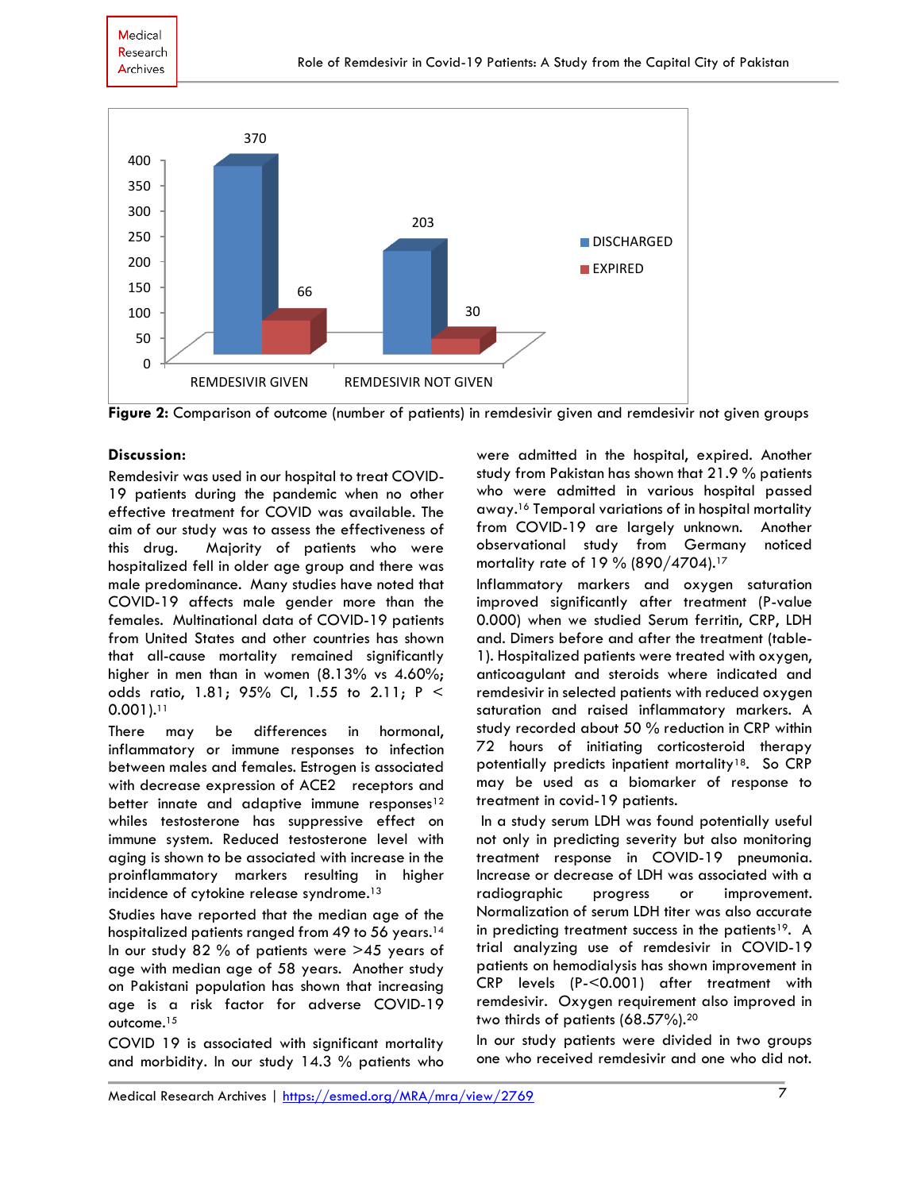Figure 2: Comparison of outcome (number of patients) in remdesivir given and remdesivir not given groups

**Discussion:**

Remdesivir was used in our hospital to treat COVID-19 patients during the pandemic when no other effective treatment for COVID was available. The aim of our study was to assess the effectiveness of this drug. Majority of patients who were hospitalized fell in older age group and there was male predominance. Many studies have noted that COVID-19 affects male gender more than the females. Multinational data of COVID-19 patients from United States and other countries has shown that all-cause mortality remained significantly higher in men than in women (8.13% vs 4.60%; odds ratio, 1.81; 95% CI, 1.55 to 2.11; $P < 0.001$).[11]

There may be differences in hormonal, inflammatory or immune responses to infection between males and females. Estrogen is associated with decrease expression of ACE2 receptors and better innate and adaptive immune responses[12] whiles testosterone has suppressive effect on immune system. Reduced testosterone level with aging is shown to be associated with increase in the proinflammatory markers resulting in higher incidence of cytokine release syndrome.[13]

Studies have reported that the median age of the hospitalized patients ranged from 49 to 56 years.[14] In our study 82 % of patients were >45 years of age with median age of 58 years. Another study on Pakistani population has shown that increasing age is a risk factor for adverse COVID-19 outcome.[15]

COVID 19 is associated with significant mortality and morbidity. In our study 14.3 % patients who were admitted in the hospital, expired. Another study from Pakistan has shown that 21.9 % patients who were admitted in various hospital passed away.[16] Temporal variations of in hospital mortality from COVID-19 are largely unknown. Another observational study from Germany noticed mortality rate of 19 % (890/4704).[17]

Inflammatory markers and oxygen saturation improved significantly after treatment (P-value 0.000) when we studied Serum ferritin, CRP, LDH and. Dimers before and after the treatment (table-1). Hospitalized patients were treated with oxygen, anticoagulant and steroids where indicated and remdesivir in selected patients with reduced oxygen saturation and raised inflammatory markers. A study recorded about 50 % reduction in CRP within 72 hours of initiating corticosteroid therapy potentially predicts inpatient mortality[18]. So CRP may be used as a biomarker of response to treatment in covid-19 patients.

In a study serum LDH was found potentially useful not only in predicting severity but also monitoring treatment response in COVID-19 pneumonia. Increase or decrease of LDH was associated with a radiographic progress or improvement. Normalization of serum LDH titer was also accurate in predicting treatment success in the patients[19]. A trial analyzing use of remdesivir in COVID-19 patients on hemodialysis has shown improvement in CRP levels (P-<0.001) after treatment with remdesivir. Oxygen requirement also improved in two thirds of patients (68.57%).[20]

In our study patients were divided in two groups one who received remdesivir and one who did not.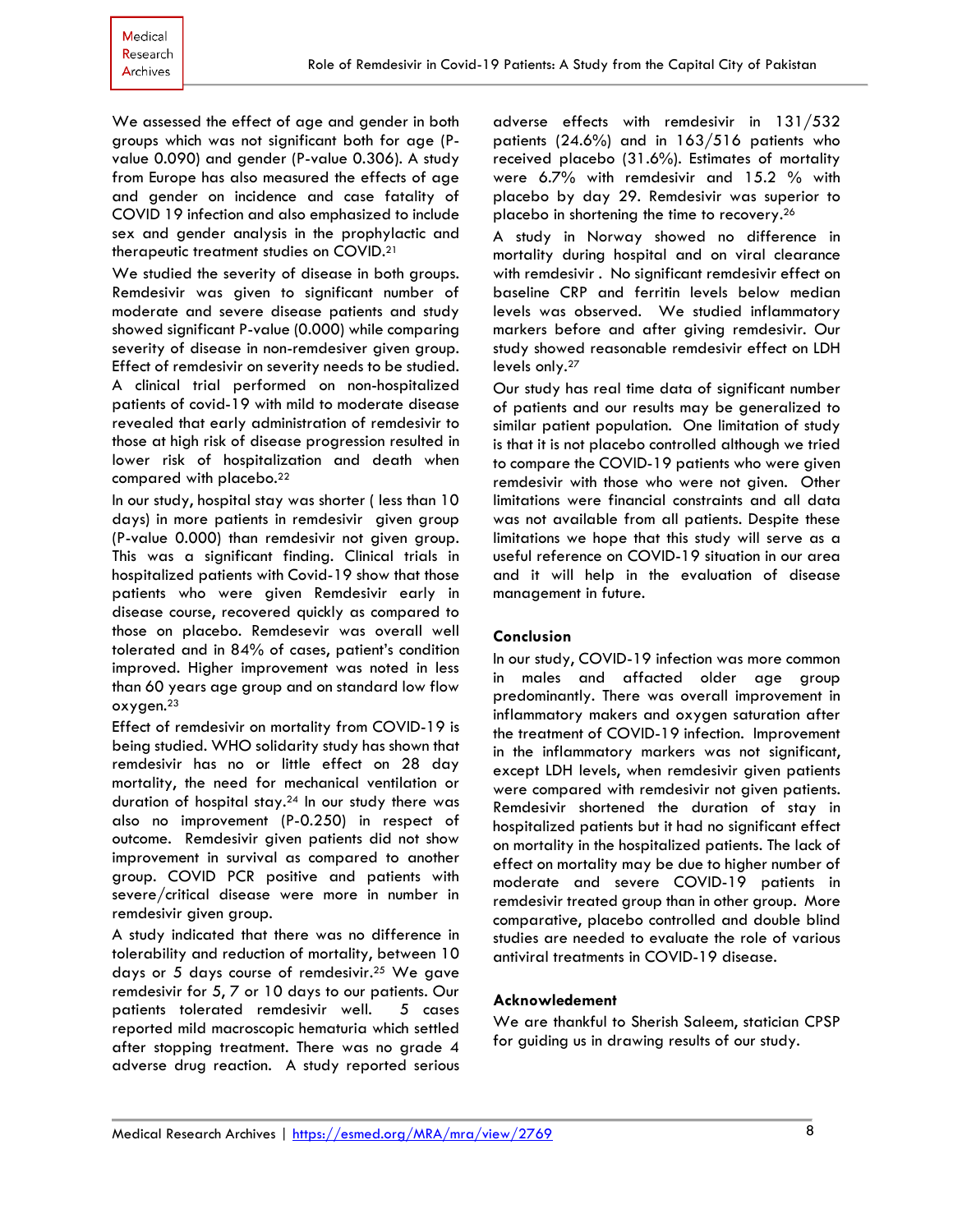We assessed the effect of age and gender in both groups which was not significant both for age (P-value 0.090) and gender (P-value 0.306). A study from Europe has also measured the effects of age and gender on incidence and case fatality of COVID 19 infection and also emphasized to include sex and gender analysis in the prophylactic and therapeutic treatment studies on COVID.[21]

We studied the severity of disease in both groups. Remdesivir was given to significant number of moderate and severe disease patients and study showed significant P-value (0.000) while comparing severity of disease in non-remdesiver given group. Effect of remdesivir on severity needs to be studied. A clinical trial performed on non-hospitalized patients of covid-19 with mild to moderate disease revealed that early administration of remdesivir to those at high risk of disease progression resulted in lower risk of hospitalization and death when compared with placebo.[22]

In our study, hospital stay was shorter ( less than 10 days) in more patients in remdesivir given group (P-value 0.000) than remdesivir not given group. This was a significant finding. Clinical trials in hospitalized patients with Covid-19 show that those patients who were given Remdesivir early in disease course, recovered quickly as compared to those on placebo. Remdesevir was overall well tolerated and in 84% of cases, patient's condition improved. Higher improvement was noted in less than 60 years age group and on standard low flow oxygen.[23]

Effect of remdesivir on mortality from COVID-19 is being studied. WHO solidarity study has shown that remdesivir has no or little effect on 28 day mortality, the need for mechanical ventilation or duration of hospital stay.[24] In our study there was also no improvement (P-0.250) in respect of outcome. Remdesivir given patients did not show improvement in survival as compared to another group. COVID PCR positive and patients with severe/critical disease were more in number in remdesivir given group.

A study indicated that there was no difference in tolerability and reduction of mortality, between 10 days or 5 days course of remdesivir.[25] We gave remdesivir for 5, 7 or 10 days to our patients. Our patients tolerated remdesivir well. 5 cases reported mild macroscopic hematuria which settled after stopping treatment. There was no grade 4 adverse drug reaction. A study reported serious adverse effects with remdesivir in 131/532 patients (24.6%) and in 163/516 patients who received placebo (31.6%). Estimates of mortality were 6.7% with remdesivir and 15.2 % with placebo by day 29. Remdesivir was superior to placebo in shortening the time to recovery.[26]

A study in Norway showed no difference in mortality during hospital and on viral clearance with remdesivir . No significant remdesivir effect on baseline CRP and ferritin levels below median levels was observed. We studied inflammatory markers before and after giving remdesivir. Our study showed reasonable remdesivir effect on LDH levels only.[27]

Our study has real time data of significant number of patients and our results may be generalized to similar patient population. One limitation of study is that it is not placebo controlled although we tried to compare the COVID-19 patients who were given remdesivir with those who were not given. Other limitations were financial constraints and all data was not available from all patients. Despite these limitations we hope that this study will serve as a useful reference on COVID-19 situation in our area and it will help in the evaluation of disease management in future.

## Conclusion

In our study, COVID-19 infection was more common in males and affacted older age group predominantly. There was overall improvement in inflammatory makers and oxygen saturation after the treatment of COVID-19 infection. Improvement in the inflammatory markers was not significant, except LDH levels, when remdesivir given patients were compared with remdesivir not given patients. Remdesivir shortened the duration of stay in hospitalized patients but it had no significant effect on mortality in the hospitalized patients. The lack of effect on mortality may be due to higher number of moderate and severe COVID-19 patients in remdesivir treated group than in other group. More comparative, placebo controlled and double blind studies are needed to evaluate the role of various antiviral treatments in COVID-19 disease.

## Acknowledement

We are thankful to Sherish Saleem, statician CPSP for guiding us in drawing results of our study.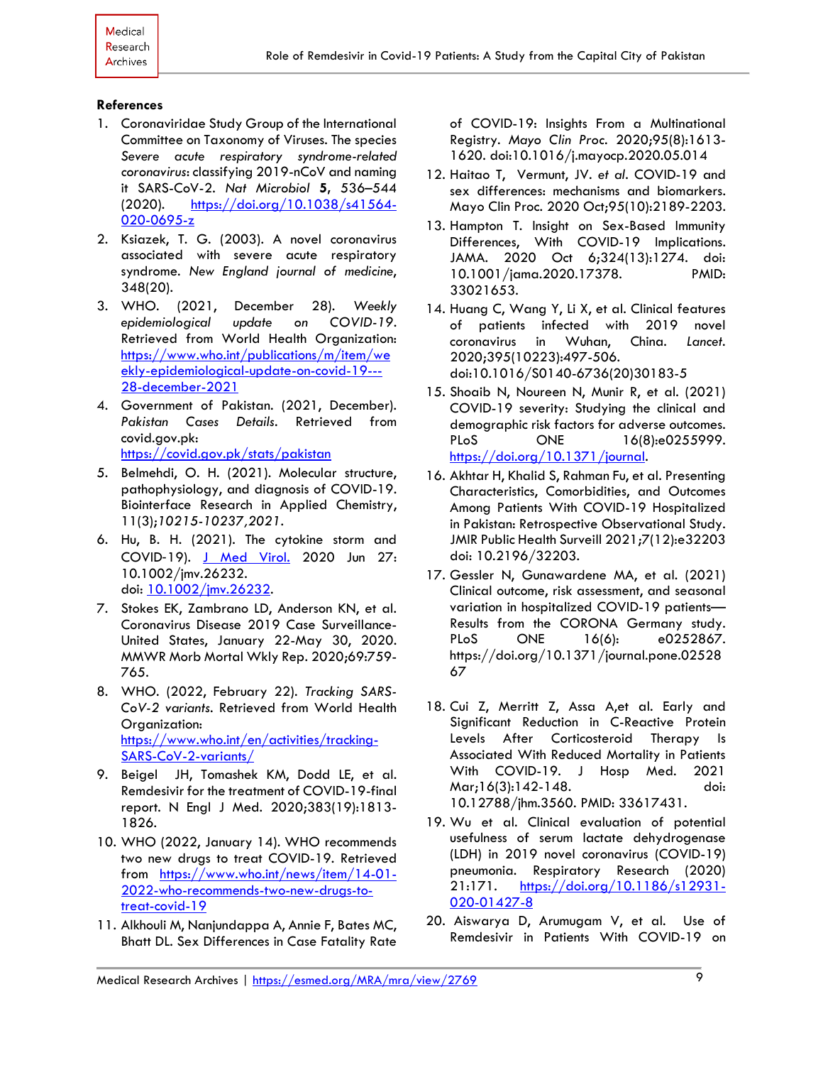## References

1. Coronaviridae Study Group of the International Committee on Taxonomy of Viruses. The species *Severe acute respiratory syndrome-related coronavirus*: classifying 2019-nCoV and naming it SARS-CoV-2. *Nat Microbiol* **5**, 536–544 (2020). https://doi.org/10.1038/s41564-020-0695-z
2. Ksiazek, T. G. (2003). A novel coronavirus associated with severe acute respiratory syndrome. *New England journal of medicine*, 348(20).
3. WHO. (2021, December 28). *Weekly epidemiological update on COVID-19.* Retrieved from World Health Organization: https://www.who.int/publications/m/item/weekly-epidemiological-update-on-covid-19---28-december-2021
4. Government of Pakistan. (2021, December). *Pakistan Cases Details.* Retrieved from covid.gov.pk: https://covid.gov.pk/stats/pakistan
5. Belmehdi, O. H. (2021). Molecular structure, pathophysiology, and diagnosis of COVID-19. Biointerface Research in Applied Chemistry, 11(3);*10215-10237,2021.*
6. Hu, B. H. (2021). The cytokine storm and COVID-19). J Med Virol. 2020 Jun 27: 10.1002/jmv.26232. doi: 10.1002/jmv.26232.
7. Stokes EK, Zambrano LD, Anderson KN, et al. Coronavirus Disease 2019 Case Surveillance-United States, January 22-May 30, 2020. MMWR Morb Mortal Wkly Rep. 2020;69:759-765.
8. WHO. (2022, February 22). *Tracking SARS-CoV-2 variants.* Retrieved from World Health Organization: https://www.who.int/en/activities/tracking-SARS-CoV-2-variants/
9. Beigel JH, Tomashek KM, Dodd LE, et al. Remdesivir for the treatment of COVID-19-final report. N Engl J Med. 2020;383(19):1813-1826.
10. WHO (2022, January 14). WHO recommends two new drugs to treat COVID-19. Retrieved from https://www.who.int/news/item/14-01-2022-who-recommends-two-new-drugs-to-treat-covid-19
11. Alkhouli M, Nanjundappa A, Annie F, Bates MC, Bhatt DL. Sex Differences in Case Fatality Rate of COVID-19: Insights From a Multinational Registry. *Mayo Clin Proc.* 2020;95(8):1613-1620. doi:10.1016/j.mayocp.2020.05.014
12. Haitao T, Vermunt, JV. *et al.* COVID-19 and sex differences: mechanisms and biomarkers. Mayo Clin Proc. 2020 Oct;95(10):2189-2203.
13. Hampton T. Insight on Sex-Based Immunity Differences, With COVID-19 Implications. JAMA. 2020 Oct 6;324(13):1274. doi: 10.1001/jama.2020.17378. PMID: 33021653.
14. Huang C, Wang Y, Li X, et al. Clinical features of patients infected with 2019 novel coronavirus in Wuhan, China. *Lancet.* 2020;395(10223):497-506. doi:10.1016/S0140-6736(20)30183-5
15. Shoaib N, Noureen N, Munir R, et al. (2021) COVID-19 severity: Studying the clinical and demographic risk factors for adverse outcomes. PLoS ONE 16(8):e0255999. https://doi.org/10.1371/journal.
16. Akhtar H, Khalid S, Rahman Fu, et al. Presenting Characteristics, Comorbidities, and Outcomes Among Patients With COVID-19 Hospitalized in Pakistan: Retrospective Observational Study. JMIR Public Health Surveill 2021;7(12):e32203 doi: 10.2196/32203.
17. Gessler N, Gunawardene MA, et al. (2021) Clinical outcome, risk assessment, and seasonal variation in hospitalized COVID-19 patients—Results from the CORONA Germany study. PLoS ONE 16(6): e0252867. https://doi.org/10.1371/journal.pone.0252867
18. Cui Z, Merritt Z, Assa A,et al. Early and Significant Reduction in C-Reactive Protein Levels After Corticosteroid Therapy Is Associated With Reduced Mortality in Patients With COVID-19. J Hosp Med. 2021 Mar;16(3):142-148. doi: 10.12788/jhm.3560. PMID: 33617431.
19. Wu et al. Clinical evaluation of potential usefulness of serum lactate dehydrogenase (LDH) in 2019 novel coronavirus (COVID-19) pneumonia. Respiratory Research (2020) 21:171. https://doi.org/10.1186/s12931-020-01427-8
20. Aiswarya D, Arumugam V, et al. Use of Remdesivir in Patients With COVID-19 on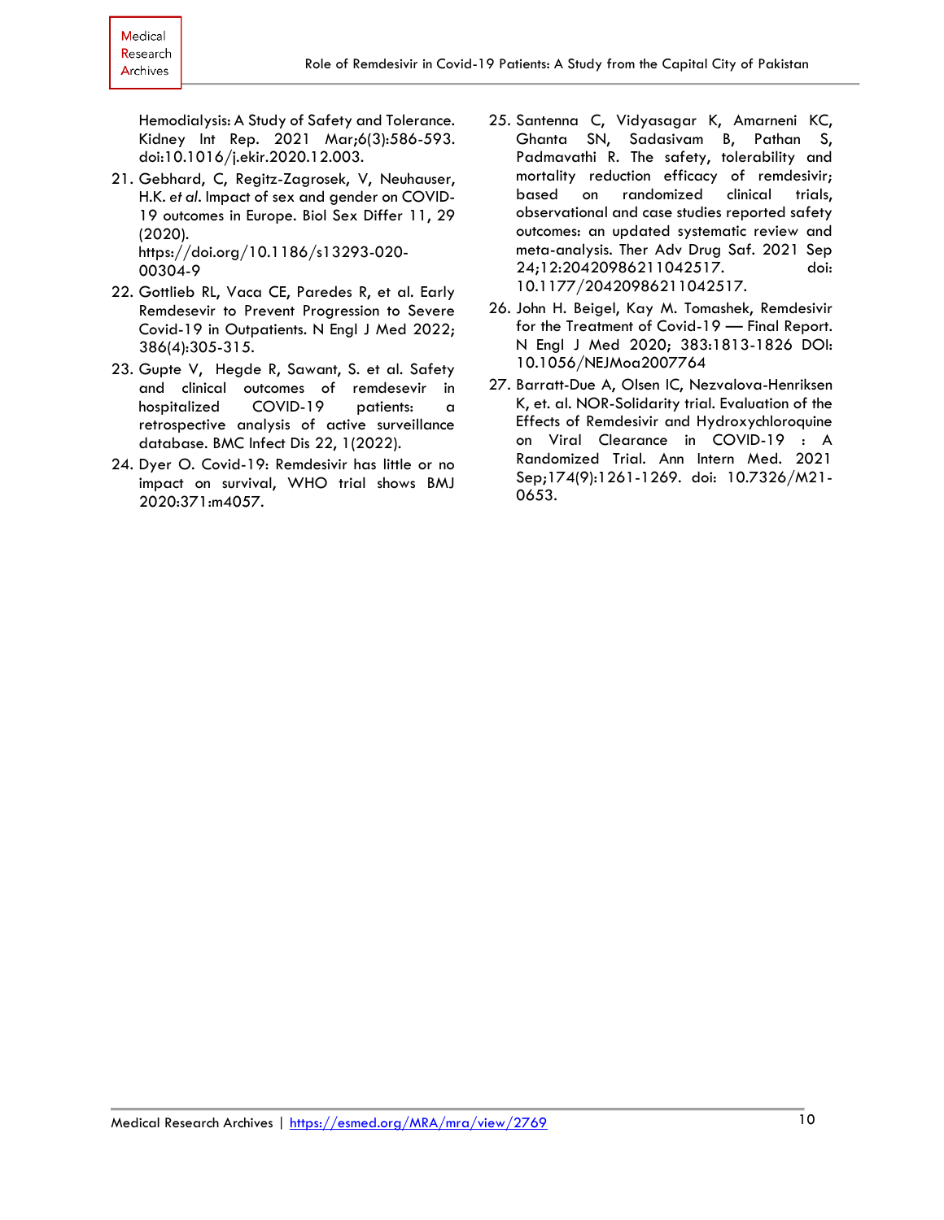Hemodialysis: A Study of Safety and Tolerance. Kidney Int Rep. 2021 Mar;6(3):586-593. doi:10.1016/j.ekir.2020.12.003.

21. Gebhard, C, Regitz-Zagrosek, V, Neuhauser, H.K. *et al*. Impact of sex and gender on COVID-19 outcomes in Europe. Biol Sex Differ 11, 29 (2020). https://doi.org/10.1186/s13293-020-00304-9
22. Gottlieb RL, Vaca CE, Paredes R, et al. Early Remdesevir to Prevent Progression to Severe Covid-19 in Outpatients. N Engl J Med 2022; 386(4):305-315.
23. Gupte V, Hegde R, Sawant, S. et al. Safety and clinical outcomes of remdesevir in hospitalized COVID-19 patients: a retrospective analysis of active surveillance database. BMC Infect Dis 22, 1(2022).
24. Dyer O. Covid-19: Remdesivir has little or no impact on survival, WHO trial shows BMJ 2020:371:m4057.
25. Santenna C, Vidyasagar K, Amarneni KC, Ghanta SN, Sadasivam B, Pathan S, Padmavathi R. The safety, tolerability and mortality reduction efficacy of remdesivir; based on randomized clinical trials, observational and case studies reported safety outcomes: an updated systematic review and meta-analysis. Ther Adv Drug Saf. 2021 Sep 24;12:20420986211042517. doi: 10.1177/20420986211042517.
26. John H. Beigel, Kay M. Tomashek, Remdesivir for the Treatment of Covid-19 — Final Report. N Engl J Med 2020; 383:1813-1826 DOI: 10.1056/NEJMoa2007764
27. Barratt-Due A, Olsen IC, Nezvalova-Henriksen K, et. al. NOR-Solidarity trial. Evaluation of the Effects of Remdesivir and Hydroxychloroquine on Viral Clearance in COVID-19 : A Randomized Trial. Ann Intern Med. 2021 Sep;174(9):1261-1269. doi: 10.7326/M21-0653.